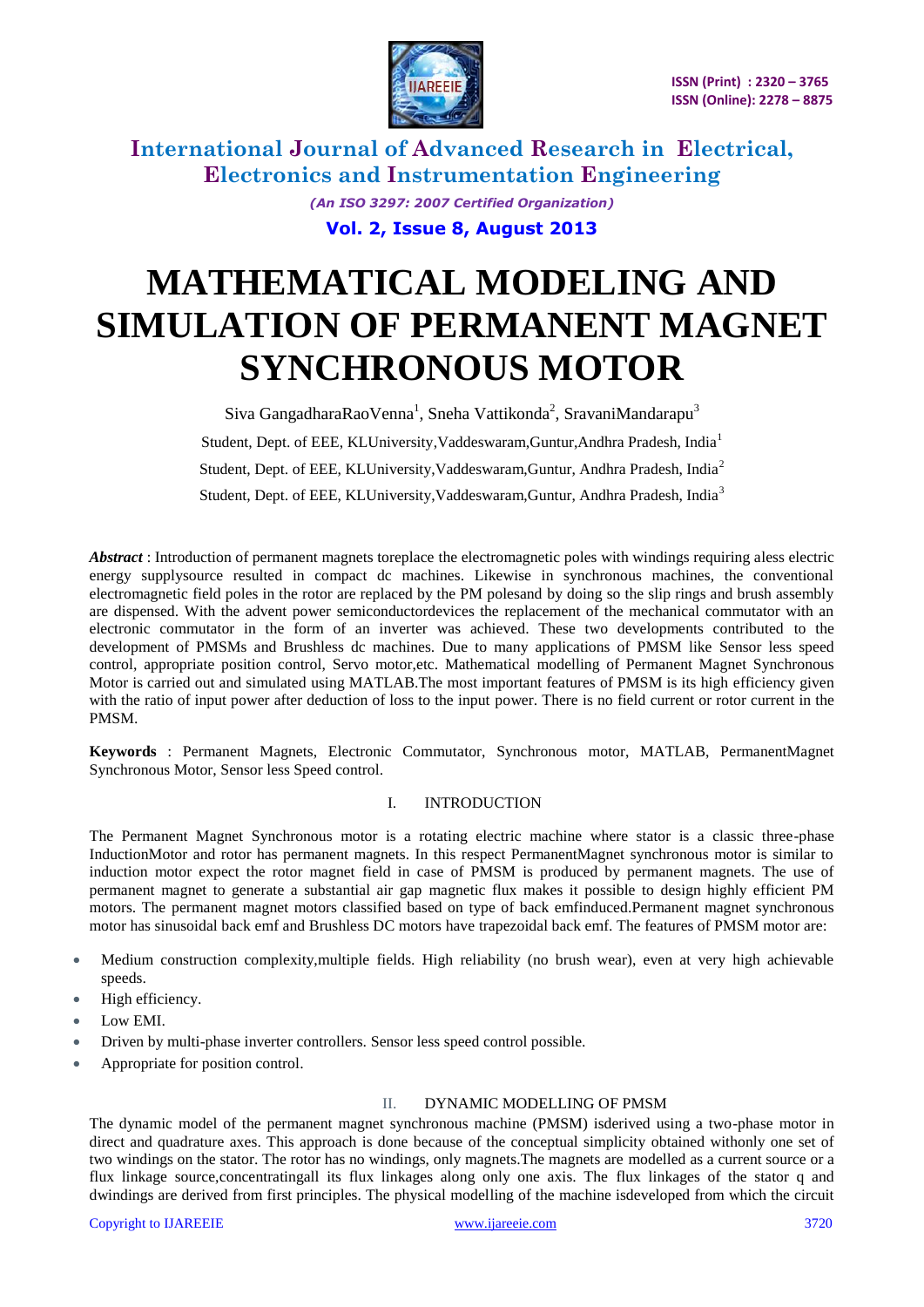# International Journal of Advanced Research in Electrical, Electronics and Instrumentation Engineering

*(An ISO 3297: 2007 Certified Organization)*

ISSN (Print) : 2320 – 3765
ISSN (Online): 2278 – 8875

# MATHEMATICAL MODELING AND SIMULATION OF PERMANENT MAGNET SYNCHRONOUS MOTOR

Siva GangadharaRaoVenna[1], Sneha Vattikonda[2], SravaniMandarapu[3]

Student, Dept. of EEE, KLUniversity,Vaddeswaram,Guntur,Andhra Pradesh, India[1]

Student, Dept. of EEE, KLUniversity,Vaddeswaram,Guntur, Andhra Pradesh, India[2]

Student, Dept. of EEE, KLUniversity,Vaddeswaram,Guntur, Andhra Pradesh, India[3]

***Abstract*** : Introduction of permanent magnets toreplace the electromagnetic poles with windings requiring aless electric energy supplysource resulted in compact dc machines. Likewise in synchronous machines, the conventional electromagnetic field poles in the rotor are replaced by the PM polesand by doing so the slip rings and brush assembly are dispensed. With the advent power semiconductordevices the replacement of the mechanical commutator with an electronic commutator in the form of an inverter was achieved. These two developments contributed to the development of PMSMs and Brushless dc machines. Due to many applications of PMSM like Sensor less speed control, appropriate position control, Servo motor,etc. Mathematical modelling of Permanent Magnet Synchronous Motor is carried out and simulated using MATLAB.The most important features of PMSM is its high efficiency given with the ratio of input power after deduction of loss to the input power. There is no field current or rotor current in the PMSM.

**Keywords** : Permanent Magnets, Electronic Commutator, Synchronous motor, MATLAB, PermanentMagnet Synchronous Motor, Sensor less Speed control.

## I. INTRODUCTION

The Permanent Magnet Synchronous motor is a rotating electric machine where stator is a classic three-phase InductionMotor and rotor has permanent magnets. In this respect PermanentMagnet synchronous motor is similar to induction motor expect the rotor magnet field in case of PMSM is produced by permanent magnets. The use of permanent magnet to generate a substantial air gap magnetic flux makes it possible to design highly efficient PM motors. The permanent magnet motors classified based on type of back emfinduced.Permanent magnet synchronous motor has sinusoidal back emf and Brushless DC motors have trapezoidal back emf. The features of PMSM motor are:

- Medium construction complexity,multiple fields. High reliability (no brush wear), even at very high achievable speeds.
- High efficiency.
- Low EMI.
- Driven by multi-phase inverter controllers. Sensor less speed control possible.
- Appropriate for position control.

## II. DYNAMIC MODELLING OF PMSM

The dynamic model of the permanent magnet synchronous machine (PMSM) isderived using a two-phase motor in direct and quadrature axes. This approach is done because of the conceptual simplicity obtained withonly one set of two windings on the stator. The rotor has no windings, only magnets.The magnets are modelled as a current source or a flux linkage source,concentratingall its flux linkages along only one axis. The flux linkages of the stator q and dwindings are derived from first principles. The physical modelling of the machine isdeveloped from which the circuit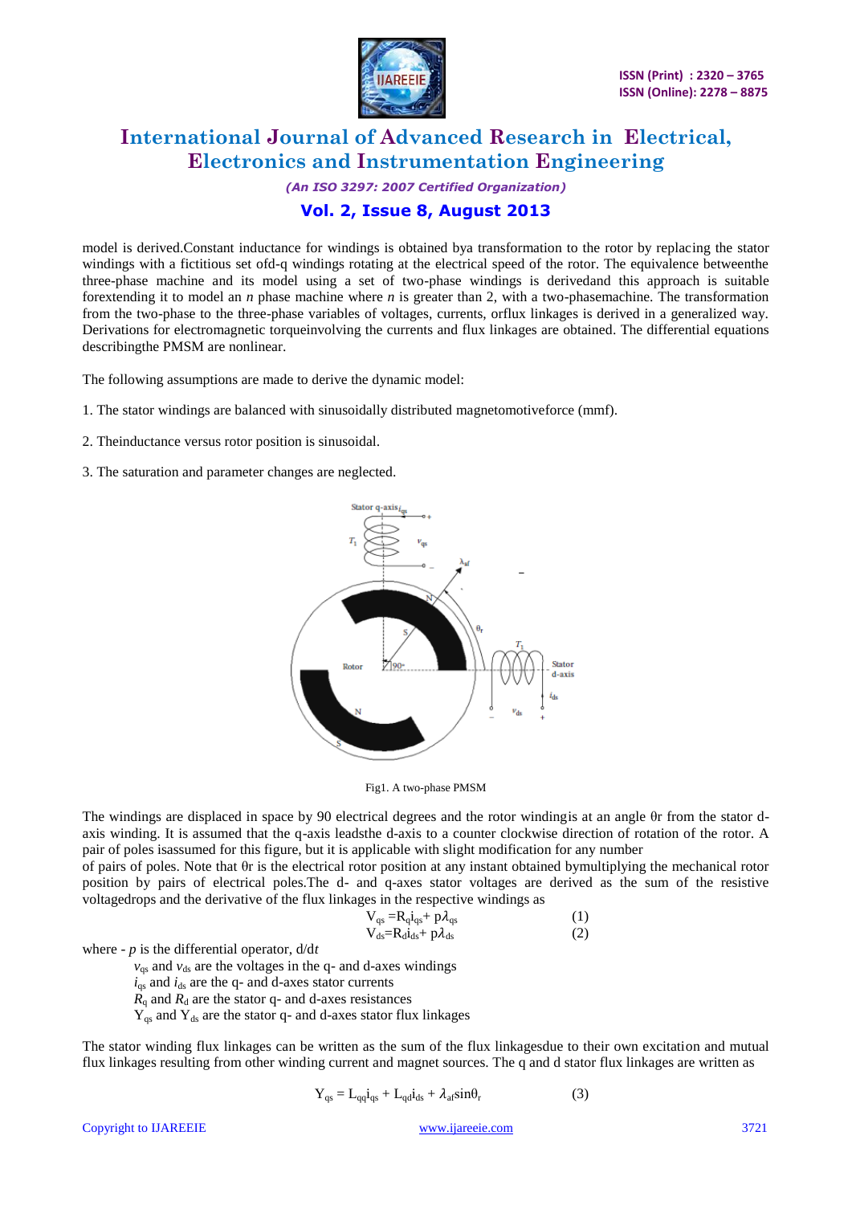model is derived.Constant inductance for windings is obtained bya transformation to the rotor by replacing the stator windings with a fictitious set ofd-q windings rotating at the electrical speed of the rotor. The equivalence betweenthe three-phase machine and its model using a set of two-phase windings is derivedand this approach is suitable forextending it to model an *n* phase machine where *n* is greater than 2, with a two-phasemachine. The transformation from the two-phase to the three-phase variables of voltages, currents, orflux linkages is derived in a generalized way. Derivations for electromagnetic torqueinvolving the currents and flux linkages are obtained. The differential equations describingthe PMSM are nonlinear.

The following assumptions are made to derive the dynamic model:

1. The stator windings are balanced with sinusoidally distributed magnetomotiveforce (mmf).

2. Theinductance versus rotor position is sinusoidal.

3. The saturation and parameter changes are neglected.

Stator q-axis $i_{qs}$
$T_1$
$v_{qs}$
$\lambda_{af}$
N
S
$\theta_r$
Rotor
90°
$T_1$
Stator d-axis
$i_{ds}$
N
$v_{ds}$
S

Fig1. A two-phase PMSM

The windings are displaced in space by 90 electrical degrees and the rotor windingis at an angle θr from the stator d-axis winding. It is assumed that the q-axis leadsthe d-axis to a counter clockwise direction of rotation of the rotor. A pair of poles isassumed for this figure, but it is applicable with slight modification for any number of pairs of poles. Note that θr is the electrical rotor position at any instant obtained bymultiplying the mechanical rotor position by pairs of electrical poles.The d- and q-axes stator voltages are derived as the sum of the resistive voltagedrops and the derivative of the flux linkages in the respective windings as

$$V_{qs} = R_q i_{qs} + p\lambda_{qs} \qquad (1)$$

$$V_{ds} = R_d i_{ds} + p\lambda_{ds} \qquad (2)$$

where - $p$ is the differential operator, d/d$t$

$v_{qs}$ and $v_{ds}$ are the voltages in the q- and d-axes windings

$i_{qs}$ and $i_{ds}$ are the q- and d-axes stator currents

$R_q$ and $R_d$ are the stator q- and d-axes resistances

$Y_{qs}$ and $Y_{ds}$ are the stator q- and d-axes stator flux linkages

The stator winding flux linkages can be written as the sum of the flux linkagesdue to their own excitation and mutual flux linkages resulting from other winding current and magnet sources. The q and d stator flux linkages are written as

$$Y_{qs} = L_{qq} i_{qs} + L_{qd} i_{ds} + \lambda_{af} \sin\theta_r \qquad (3)$$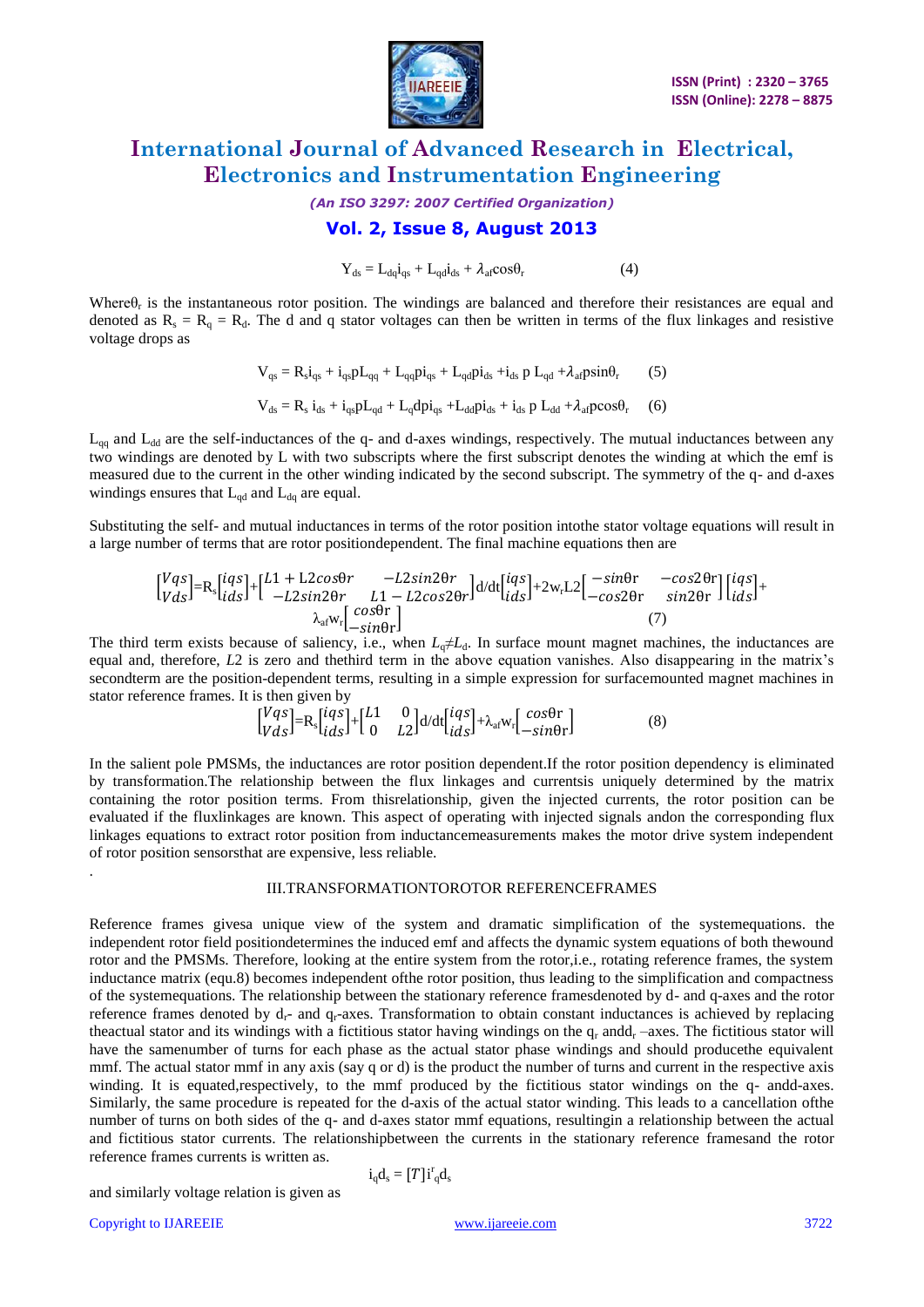$$Y_{ds} = L_{dq}i_{qs} + L_{qd}i_{ds} + \lambda_{af}\cos\theta_r \qquad (4)$$

Where$\theta_r$ is the instantaneous rotor position. The windings are balanced and therefore their resistances are equal and denoted as $R_s = R_q = R_d$. The d and q stator voltages can then be written in terms of the flux linkages and resistive voltage drops as

$$V_{qs} = R_s i_{qs} + i_{qs}pL_{qq} + L_{qq}pi_{qs} + L_{qd}pi_{ds} + i_{ds}\, p\, L_{qd} + \lambda_{af}p\sin\theta_r \qquad (5)$$

$$V_{ds} = R_s\, i_{ds} + i_{qs}pL_{qd} + L_{q}dpi_{qs} + L_{dd}pi_{ds} + i_{ds}\, p\, L_{dd} + \lambda_{af}p\cos\theta_r \qquad (6)$$

$L_{qq}$ and $L_{dd}$ are the self-inductances of the q- and d-axes windings, respectively. The mutual inductances between any two windings are denoted by L with two subscripts where the first subscript denotes the winding at which the emf is measured due to the current in the other winding indicated by the second subscript. The symmetry of the q- and d-axes windings ensures that $L_{qd}$ and $L_{dq}$ are equal.

Substituting the self- and mutual inductances in terms of the rotor position intothe stator voltage equations will result in a large number of terms that are rotor positiondependent. The final machine equations then are

$$\begin{bmatrix} Vqs \\ Vds \end{bmatrix} = R_s\begin{bmatrix} iqs \\ ids \end{bmatrix} + \begin{bmatrix} L1 + L2cos\theta r & -L2sin2\theta r \\ -L2sin2\theta r & L1 - L2cos2\theta r \end{bmatrix} d/dt\begin{bmatrix} iqs \\ ids \end{bmatrix} + 2w_r L2\begin{bmatrix} -sin\theta r & -cos2\theta r \\ -cos2\theta r & sin2\theta r \end{bmatrix}\begin{bmatrix} iqs \\ ids \end{bmatrix} + \lambda_{af}w_r\begin{bmatrix} cos\theta r \\ -sin\theta r \end{bmatrix} \qquad (7)$$

The third term exists because of saliency, i.e., when $L_q \neq L_d$. In surface mount magnet machines, the inductances are equal and, therefore, $L2$ is zero and thethird term in the above equation vanishes. Also disappearing in the matrix's secondterm are the position-dependent terms, resulting in a simple expression for surfacemounted magnet machines in stator reference frames. It is then given by

$$\begin{bmatrix} Vqs \\ Vds \end{bmatrix} = R_s\begin{bmatrix} iqs \\ ids \end{bmatrix} + \begin{bmatrix} L1 & 0 \\ 0 & L2 \end{bmatrix} d/dt\begin{bmatrix} iqs \\ ids \end{bmatrix} + \lambda_{af}w_r\begin{bmatrix} cos\theta r \\ -sin\theta r \end{bmatrix} \qquad (8)$$

In the salient pole PMSMs, the inductances are rotor position dependent.If the rotor position dependency is eliminated by transformation.The relationship between the flux linkages and currentsis uniquely determined by the matrix containing the rotor position terms. From thisrelationship, given the injected currents, the rotor position can be evaluated if the fluxlinkages are known. This aspect of operating with injected signals andon the corresponding flux linkages equations to extract rotor position from inductancemeasurements makes the motor drive system independent of rotor position sensorsthat are expensive, less reliable.

.

## III.TRANSFORMATIONTOROTOR REFERENCEFRAMES

Reference frames givesa unique view of the system and dramatic simplification of the systemequations. the independent rotor field positiondetermines the induced emf and affects the dynamic system equations of both thewound rotor and the PMSMs. Therefore, looking at the entire system from the rotor,i.e., rotating reference frames, the system inductance matrix (equ.8) becomes independent ofthe rotor position, thus leading to the simplification and compactness of the systemequations. The relationship between the stationary reference framesdenoted by d- and q-axes and the rotor reference frames denoted by $d_r$- and $q_r$-axes. Transformation to obtain constant inductances is achieved by replacing theactual stator and its windings with a fictitious stator having windings on the $q_r$ and$d_r$ –axes. The fictitious stator will have the samenumber of turns for each phase as the actual stator phase windings and should producethe equivalent mmf. The actual stator mmf in any axis (say q or d) is the product the number of turns and current in the respective axis winding. It is equated,respectively, to the mmf produced by the fictitious stator windings on the q- andd-axes. Similarly, the same procedure is repeated for the d-axis of the actual stator winding. This leads to a cancellation ofthe number of turns on both sides of the q- and d-axes stator mmf equations, resultingin a relationship between the actual and fictitious stator currents. The relationshipbetween the currents in the stationary reference framesand the rotor reference frames currents is written as.

$$i_q d_s = [T]i^r_q d_s$$

and similarly voltage relation is given as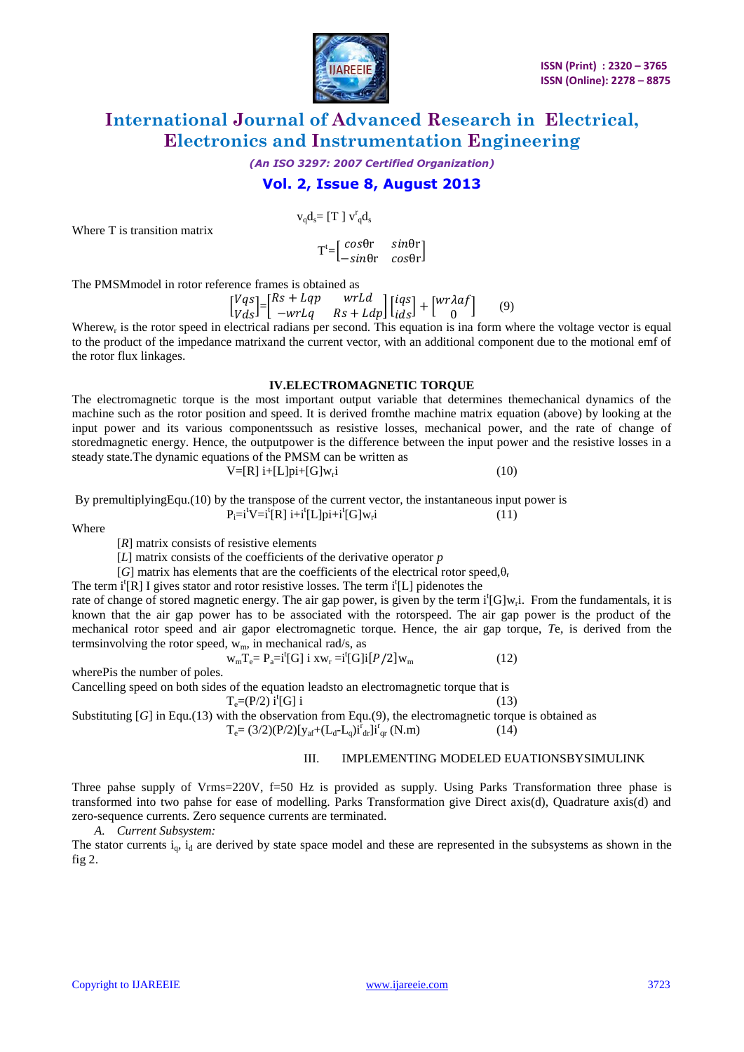$$v_q d_s = [T]\, v^r_q d_s$$

Where T is transition matrix

$$T^t = \begin{bmatrix} \cos\theta r & \sin\theta r \\ -\sin\theta r & \cos\theta r \end{bmatrix}$$

The PMSMmodel in rotor reference frames is obtained as

$$\begin{bmatrix} Vqs \\ Vds \end{bmatrix} = \begin{bmatrix} Rs + Lqp & wrLd \\ -wrLq & Rs + Ldp \end{bmatrix} \begin{bmatrix} iqs \\ ids \end{bmatrix} + \begin{bmatrix} wr\lambda af \\ 0 \end{bmatrix} \qquad (9)$$

Where$w_r$ is the rotor speed in electrical radians per second. This equation is ina form where the voltage vector is equal to the product of the impedance matrixand the current vector, with an additional component due to the motional emf of the rotor flux linkages.

## IV.ELECTROMAGNETIC TORQUE

The electromagnetic torque is the most important output variable that determines themechanical dynamics of the machine such as the rotor position and speed. It is derived fromthe machine matrix equation (above) by looking at the input power and its various componentssuch as resistive losses, mechanical power, and the rate of change of storedmagnetic energy. Hence, the outputpower is the difference between the input power and the resistive losses in a steady state.The dynamic equations of the PMSM can be written as

$$V=[R]\, i+[L]pi+[G]w_r i \qquad (10)$$

By premultiplyingEqu.(10) by the transpose of the current vector, the instantaneous input power is

$$P_i=i^tV=i^t[R]\, i+i^t[L]pi+i^t[G]w_r i \qquad (11)$$

Where

[*R*] matrix consists of resistive elements

[*L*] matrix consists of the coefficients of the derivative operator *p*

[*G*] matrix has elements that are the coefficients of the electrical rotor speed,$\theta_r$

The term $i^t[R]$ I gives stator and rotor resistive losses. The term $i^t[L]$ pidenotes the rate of change of stored magnetic energy. The air gap power, is given by the term $i^t[G]w_r i$. From the fundamentals, it is known that the air gap power has to be associated with the rotorspeed. The air gap power is the product of the mechanical rotor speed and air gapor electromagnetic torque. Hence, the air gap torque, *Te*, is derived from the termsinvolving the rotor speed, $w_m$, in mechanical rad/s, as

$$w_m T_e= P_a=i^t[G]\, i\, xw_r =i^t[G]i[P/2]w_m \qquad (12)$$

wherePis the number of poles.

Cancelling speed on both sides of the equation leadsto an electromagnetic torque that is

$$T_e=(P/2)\, i^t[G]\, i \qquad (13)$$

Substituting [*G*] in Equ.(13) with the observation from Equ.(9), the electromagnetic torque is obtained as

$$T_e= (3/2)(P/2)[y_{af}+(L_d-L_q)i^r_{dr}]i^r_{qr} \text{ (N.m)} \qquad (14)$$

## III. IMPLEMENTING MODELED EUATIONSBYSIMULINK

Three pahse supply of Vrms=220V, f=50 Hz is provided as supply. Using Parks Transformation three phase is transformed into two pahse for ease of modelling. Parks Transformation give Direct axis(d), Quadrature axis(d) and zero-sequence currents. Zero sequence currents are terminated.

*A. Current Subsystem:*

The stator currents $i_q$, $i_d$ are derived by state space model and these are represented in the subsystems as shown in the fig 2.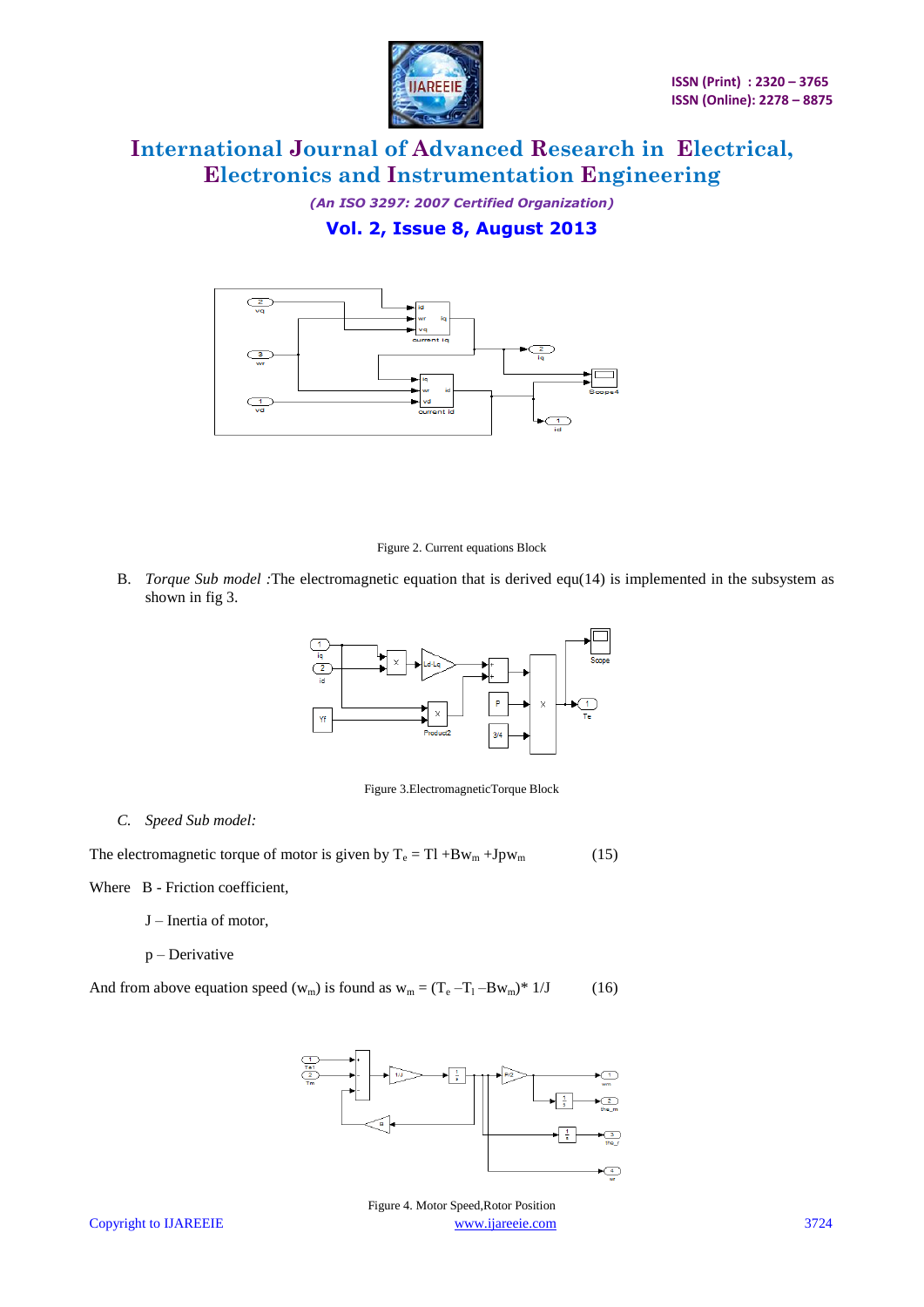Figure 2. Current equations Block

B. *Torque Sub model :*The electromagnetic equation that is derived equ(14) is implemented in the subsystem as shown in fig 3.

Figure 3.ElectromagneticTorque Block

C. *Speed Sub model:*

The electromagnetic torque of motor is given by $T_e = Tl + Bw_m + Jpw_m$ (15)

Where B - Friction coefficient,

J – Inertia of motor,

p – Derivative

And from above equation speed ($w_m$) is found as $w_m = (T_e - T_l - Bw_m) * 1/J$ (16)

Figure 4. Motor Speed,Rotor Position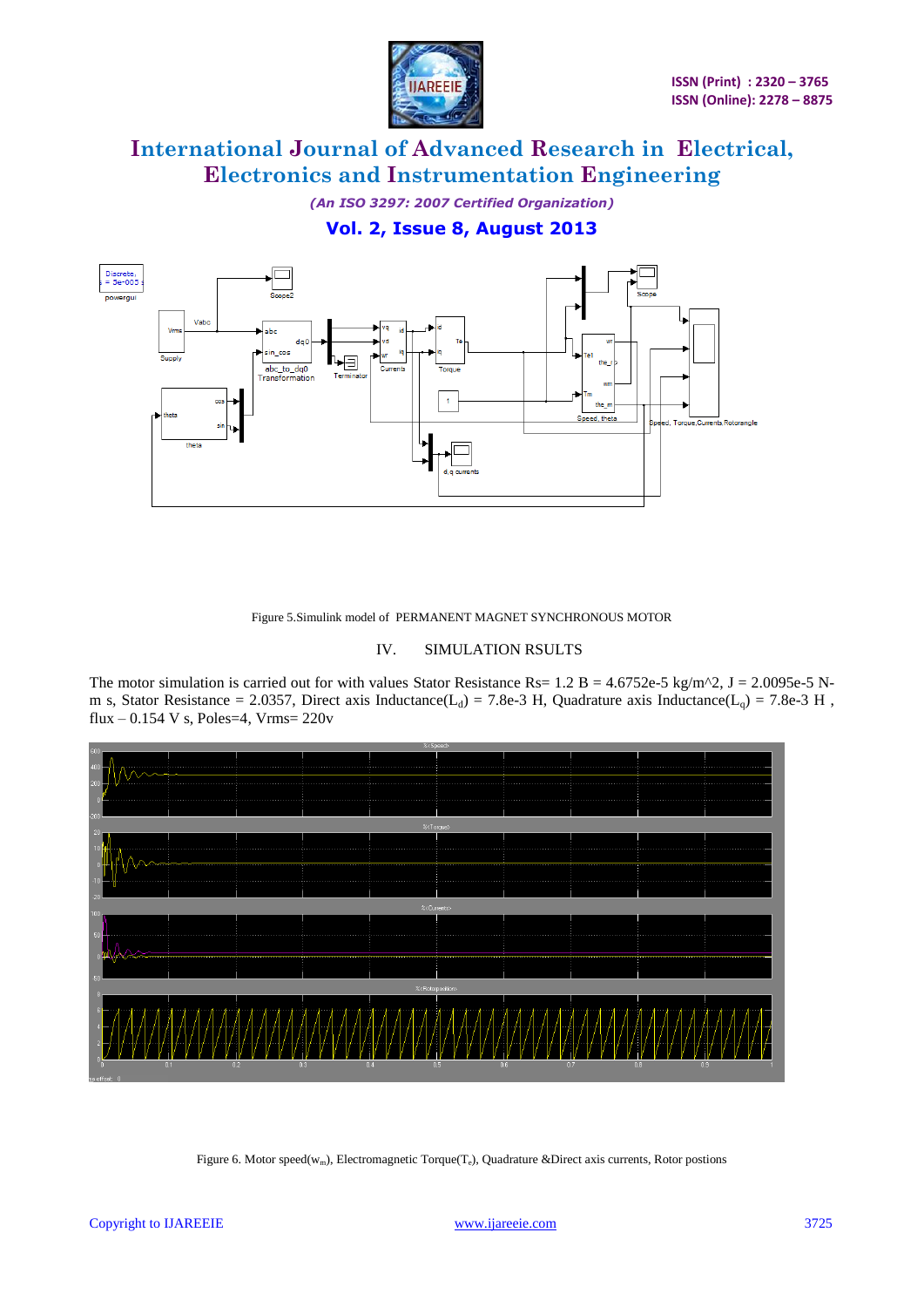Figure 5.Simulink model of PERMANENT MAGNET SYNCHRONOUS MOTOR

## IV. SIMULATION RSULTS

The motor simulation is carried out for with values Stator Resistance Rs= 1.2 B = 4.6752e-5 kg/m^2, J = 2.0095e-5 N-m s, Stator Resistance = 2.0357, Direct axis Inductance($L_d$) = 7.8e-3 H, Quadrature axis Inductance($L_q$) = 7.8e-3 H , flux – 0.154 V s, Poles=4, Vrms= 220v

Figure 6. Motor speed($w_m$), Electromagnetic Torque($T_e$), Quadrature &Direct axis currents, Rotor postions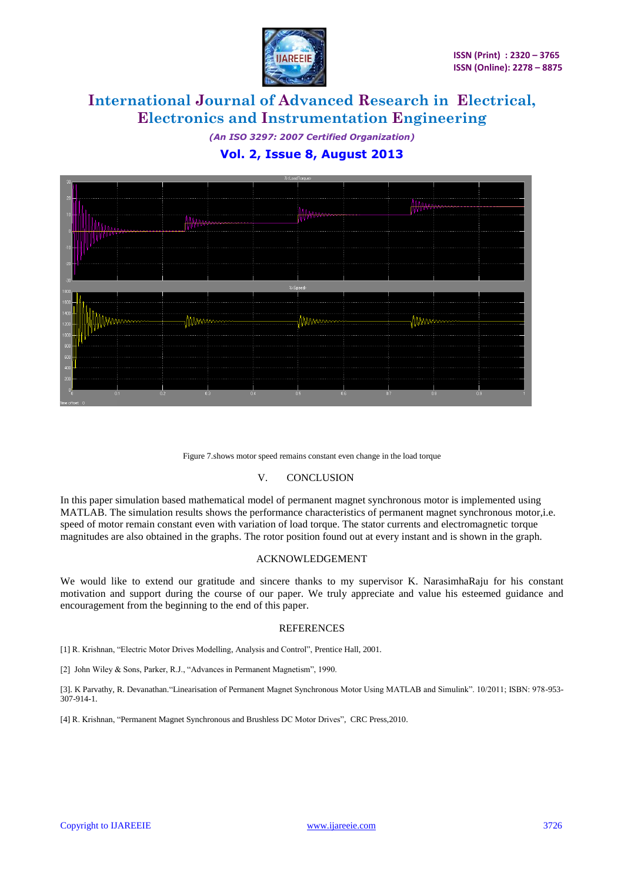%<LoadTorque>

30

20

10

0

-10

-20

-30

%<Speed>

1800

1600

1400

1200

1000

800

600

400

200

0

0 0.1 0.2 0.3 0.4 0.5 0.6 0.7 0.8 0.9 1

Time offset: 0

Figure 7.shows motor speed remains constant even change in the load torque

## V. CONCLUSION

In this paper simulation based mathematical model of permanent magnet synchronous motor is implemented using MATLAB. The simulation results shows the performance characteristics of permanent magnet synchronous motor,i.e. speed of motor remain constant even with variation of load torque. The stator currents and electromagnetic torque magnitudes are also obtained in the graphs. The rotor position found out at every instant and is shown in the graph.

## ACKNOWLEDGEMENT

We would like to extend our gratitude and sincere thanks to my supervisor K. NarasimhaRaju for his constant motivation and support during the course of our paper. We truly appreciate and value his esteemed guidance and encouragement from the beginning to the end of this paper.

## REFERENCES

[1] R. Krishnan, "Electric Motor Drives Modelling, Analysis and Control", Prentice Hall, 2001.

[2] John Wiley & Sons, Parker, R.J., "Advances in Permanent Magnetism", 1990.

[3]. K Parvathy, R. Devanathan."Linearisation of Permanent Magnet Synchronous Motor Using MATLAB and Simulink". 10/2011; ISBN: 978-953-307-914-1.

[4] R. Krishnan, "Permanent Magnet Synchronous and Brushless DC Motor Drives", CRC Press,2010.